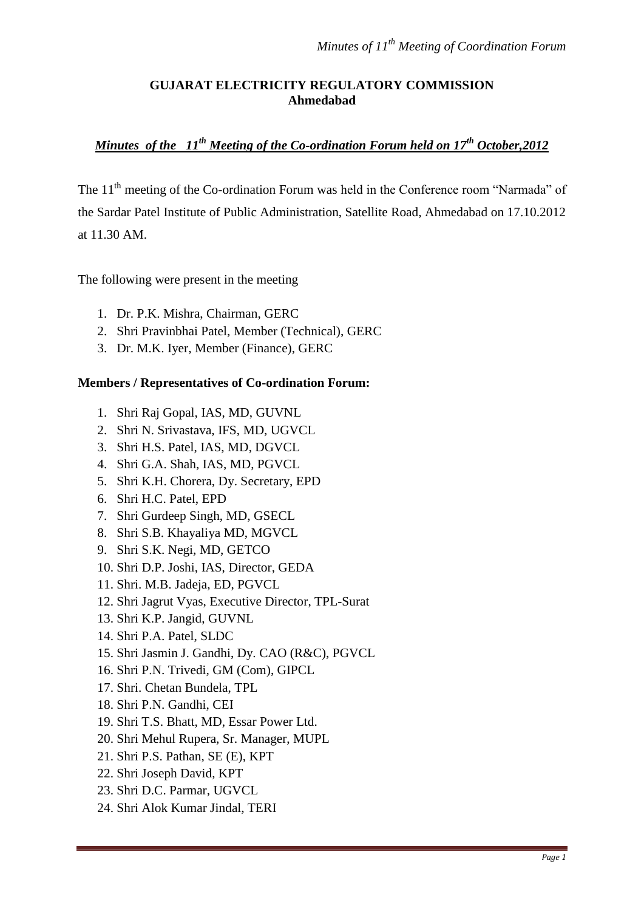**GUJARAT ELECTRICITY REGULATORY COMMISSION**
**Ahmedabad**

***Minutes of the 11th Meeting of the Co-ordination Forum held on 17th October,2012***

The 11th meeting of the Co-ordination Forum was held in the Conference room "Narmada" of the Sardar Patel Institute of Public Administration, Satellite Road, Ahmedabad on 17.10.2012 at 11.30 AM.

The following were present in the meeting

1. Dr. P.K. Mishra, Chairman, GERC
2. Shri Pravinbhai Patel, Member (Technical), GERC
3. Dr. M.K. Iyer, Member (Finance), GERC

**Members / Representatives of Co-ordination Forum:**

1. Shri Raj Gopal, IAS, MD, GUVNL
2. Shri N. Srivastava, IFS, MD, UGVCL
3. Shri H.S. Patel, IAS, MD, DGVCL
4. Shri G.A. Shah, IAS, MD, PGVCL
5. Shri K.H. Chorera, Dy. Secretary, EPD
6. Shri H.C. Patel, EPD
7. Shri Gurdeep Singh, MD, GSECL
8. Shri S.B. Khayaliya MD, MGVCL
9. Shri S.K. Negi, MD, GETCO
10. Shri D.P. Joshi, IAS, Director, GEDA
11. Shri. M.B. Jadeja, ED, PGVCL
12. Shri Jagrut Vyas, Executive Director, TPL-Surat
13. Shri K.P. Jangid, GUVNL
14. Shri P.A. Patel, SLDC
15. Shri Jasmin J. Gandhi, Dy. CAO (R&C), PGVCL
16. Shri P.N. Trivedi, GM (Com), GIPCL
17. Shri. Chetan Bundela, TPL
18. Shri P.N. Gandhi, CEI
19. Shri T.S. Bhatt, MD, Essar Power Ltd.
20. Shri Mehul Rupera, Sr. Manager, MUPL
21. Shri P.S. Pathan, SE (E), KPT
22. Shri Joseph David, KPT
23. Shri D.C. Parmar, UGVCL
24. Shri Alok Kumar Jindal, TERI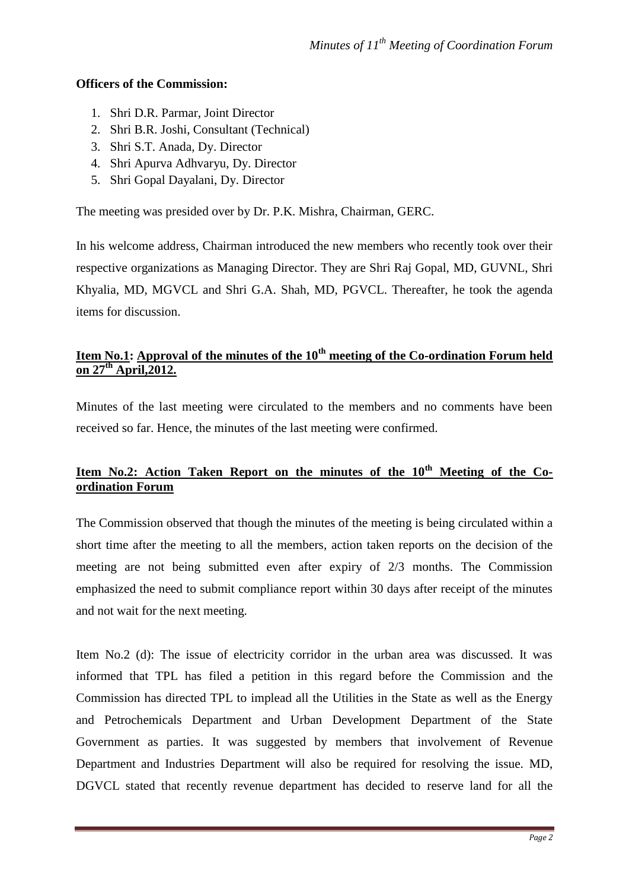**Officers of the Commission:**

1. Shri D.R. Parmar, Joint Director
2. Shri B.R. Joshi, Consultant (Technical)
3. Shri S.T. Anada, Dy. Director
4. Shri Apurva Adhvaryu, Dy. Director
5. Shri Gopal Dayalani, Dy. Director

The meeting was presided over by Dr. P.K. Mishra, Chairman, GERC.

In his welcome address, Chairman introduced the new members who recently took over their respective organizations as Managing Director. They are Shri Raj Gopal, MD, GUVNL, Shri Khyalia, MD, MGVCL and Shri G.A. Shah, MD, PGVCL. Thereafter, he took the agenda items for discussion.

**Item No.1: Approval of the minutes of the 10th meeting of the Co-ordination Forum held on 27th April,2012.**

Minutes of the last meeting were circulated to the members and no comments have been received so far. Hence, the minutes of the last meeting were confirmed.

**Item No.2: Action Taken Report on the minutes of the 10th Meeting of the Co-ordination Forum**

The Commission observed that though the minutes of the meeting is being circulated within a short time after the meeting to all the members, action taken reports on the decision of the meeting are not being submitted even after expiry of 2/3 months. The Commission emphasized the need to submit compliance report within 30 days after receipt of the minutes and not wait for the next meeting.

Item No.2 (d): The issue of electricity corridor in the urban area was discussed. It was informed that TPL has filed a petition in this regard before the Commission and the Commission has directed TPL to implead all the Utilities in the State as well as the Energy and Petrochemicals Department and Urban Development Department of the State Government as parties. It was suggested by members that involvement of Revenue Department and Industries Department will also be required for resolving the issue. MD, DGVCL stated that recently revenue department has decided to reserve land for all the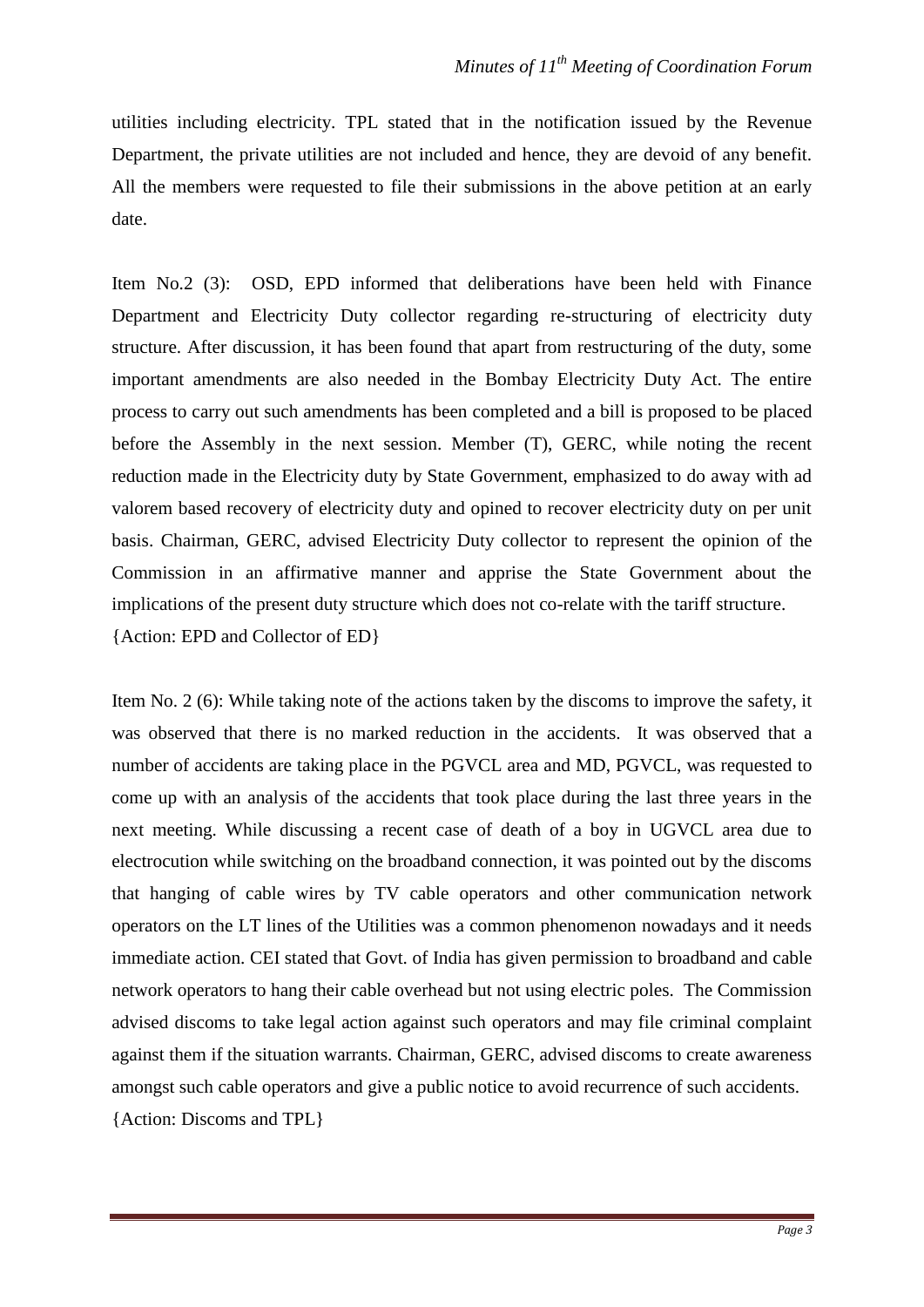utilities including electricity. TPL stated that in the notification issued by the Revenue Department, the private utilities are not included and hence, they are devoid of any benefit. All the members were requested to file their submissions in the above petition at an early date.

Item No.2 (3): OSD, EPD informed that deliberations have been held with Finance Department and Electricity Duty collector regarding re-structuring of electricity duty structure. After discussion, it has been found that apart from restructuring of the duty, some important amendments are also needed in the Bombay Electricity Duty Act. The entire process to carry out such amendments has been completed and a bill is proposed to be placed before the Assembly in the next session. Member (T), GERC, while noting the recent reduction made in the Electricity duty by State Government, emphasized to do away with ad valorem based recovery of electricity duty and opined to recover electricity duty on per unit basis. Chairman, GERC, advised Electricity Duty collector to represent the opinion of the Commission in an affirmative manner and apprise the State Government about the implications of the present duty structure which does not co-relate with the tariff structure.
{Action: EPD and Collector of ED}

Item No. 2 (6): While taking note of the actions taken by the discoms to improve the safety, it was observed that there is no marked reduction in the accidents. It was observed that a number of accidents are taking place in the PGVCL area and MD, PGVCL, was requested to come up with an analysis of the accidents that took place during the last three years in the next meeting. While discussing a recent case of death of a boy in UGVCL area due to electrocution while switching on the broadband connection, it was pointed out by the discoms that hanging of cable wires by TV cable operators and other communication network operators on the LT lines of the Utilities was a common phenomenon nowadays and it needs immediate action. CEI stated that Govt. of India has given permission to broadband and cable network operators to hang their cable overhead but not using electric poles. The Commission advised discoms to take legal action against such operators and may file criminal complaint against them if the situation warrants. Chairman, GERC, advised discoms to create awareness amongst such cable operators and give a public notice to avoid recurrence of such accidents.
{Action: Discoms and TPL}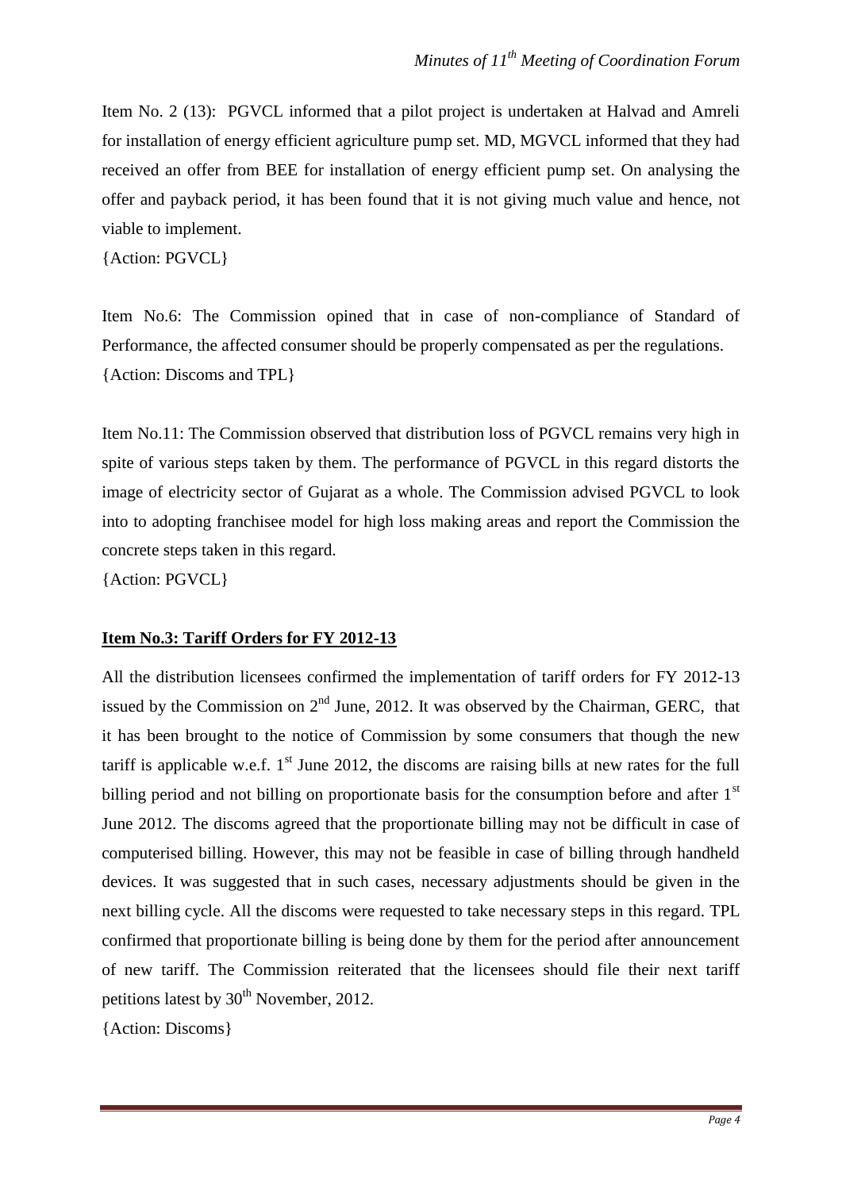Item No. 2 (13): PGVCL informed that a pilot project is undertaken at Halvad and Amreli for installation of energy efficient agriculture pump set. MD, MGVCL informed that they had received an offer from BEE for installation of energy efficient pump set. On analysing the offer and payback period, it has been found that it is not giving much value and hence, not viable to implement.

{Action: PGVCL}

Item No.6: The Commission opined that in case of non-compliance of Standard of Performance, the affected consumer should be properly compensated as per the regulations.

{Action: Discoms and TPL}

Item No.11: The Commission observed that distribution loss of PGVCL remains very high in spite of various steps taken by them. The performance of PGVCL in this regard distorts the image of electricity sector of Gujarat as a whole. The Commission advised PGVCL to look into to adopting franchisee model for high loss making areas and report the Commission the concrete steps taken in this regard.

{Action: PGVCL}

**Item No.3: Tariff Orders for FY 2012-13**

All the distribution licensees confirmed the implementation of tariff orders for FY 2012-13 issued by the Commission on 2nd June, 2012. It was observed by the Chairman, GERC, that it has been brought to the notice of Commission by some consumers that though the new tariff is applicable w.e.f. 1st June 2012, the discoms are raising bills at new rates for the full billing period and not billing on proportionate basis for the consumption before and after 1st June 2012. The discoms agreed that the proportionate billing may not be difficult in case of computerised billing. However, this may not be feasible in case of billing through handheld devices. It was suggested that in such cases, necessary adjustments should be given in the next billing cycle. All the discoms were requested to take necessary steps in this regard. TPL confirmed that proportionate billing is being done by them for the period after announcement of new tariff. The Commission reiterated that the licensees should file their next tariff petitions latest by 30th November, 2012.

{Action: Discoms}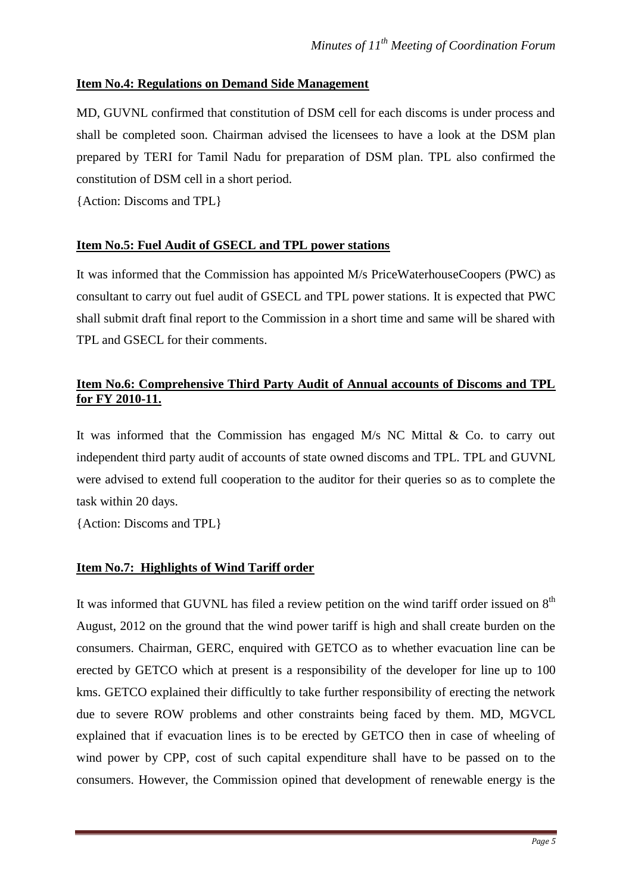**Item No.4: Regulations on Demand Side Management**

MD, GUVNL confirmed that constitution of DSM cell for each discoms is under process and shall be completed soon. Chairman advised the licensees to have a look at the DSM plan prepared by TERI for Tamil Nadu for preparation of DSM plan. TPL also confirmed the constitution of DSM cell in a short period.

{Action: Discoms and TPL}

**Item No.5: Fuel Audit of GSECL and TPL power stations**

It was informed that the Commission has appointed M/s PriceWaterhouseCoopers (PWC) as consultant to carry out fuel audit of GSECL and TPL power stations. It is expected that PWC shall submit draft final report to the Commission in a short time and same will be shared with TPL and GSECL for their comments.

**Item No.6: Comprehensive Third Party Audit of Annual accounts of Discoms and TPL for FY 2010-11.**

It was informed that the Commission has engaged M/s NC Mittal & Co. to carry out independent third party audit of accounts of state owned discoms and TPL. TPL and GUVNL were advised to extend full cooperation to the auditor for their queries so as to complete the task within 20 days.

{Action: Discoms and TPL}

**Item No.7: Highlights of Wind Tariff order**

It was informed that GUVNL has filed a review petition on the wind tariff order issued on 8th August, 2012 on the ground that the wind power tariff is high and shall create burden on the consumers. Chairman, GERC, enquired with GETCO as to whether evacuation line can be erected by GETCO which at present is a responsibility of the developer for line up to 100 kms. GETCO explained their difficultly to take further responsibility of erecting the network due to severe ROW problems and other constraints being faced by them. MD, MGVCL explained that if evacuation lines is to be erected by GETCO then in case of wheeling of wind power by CPP, cost of such capital expenditure shall have to be passed on to the consumers. However, the Commission opined that development of renewable energy is the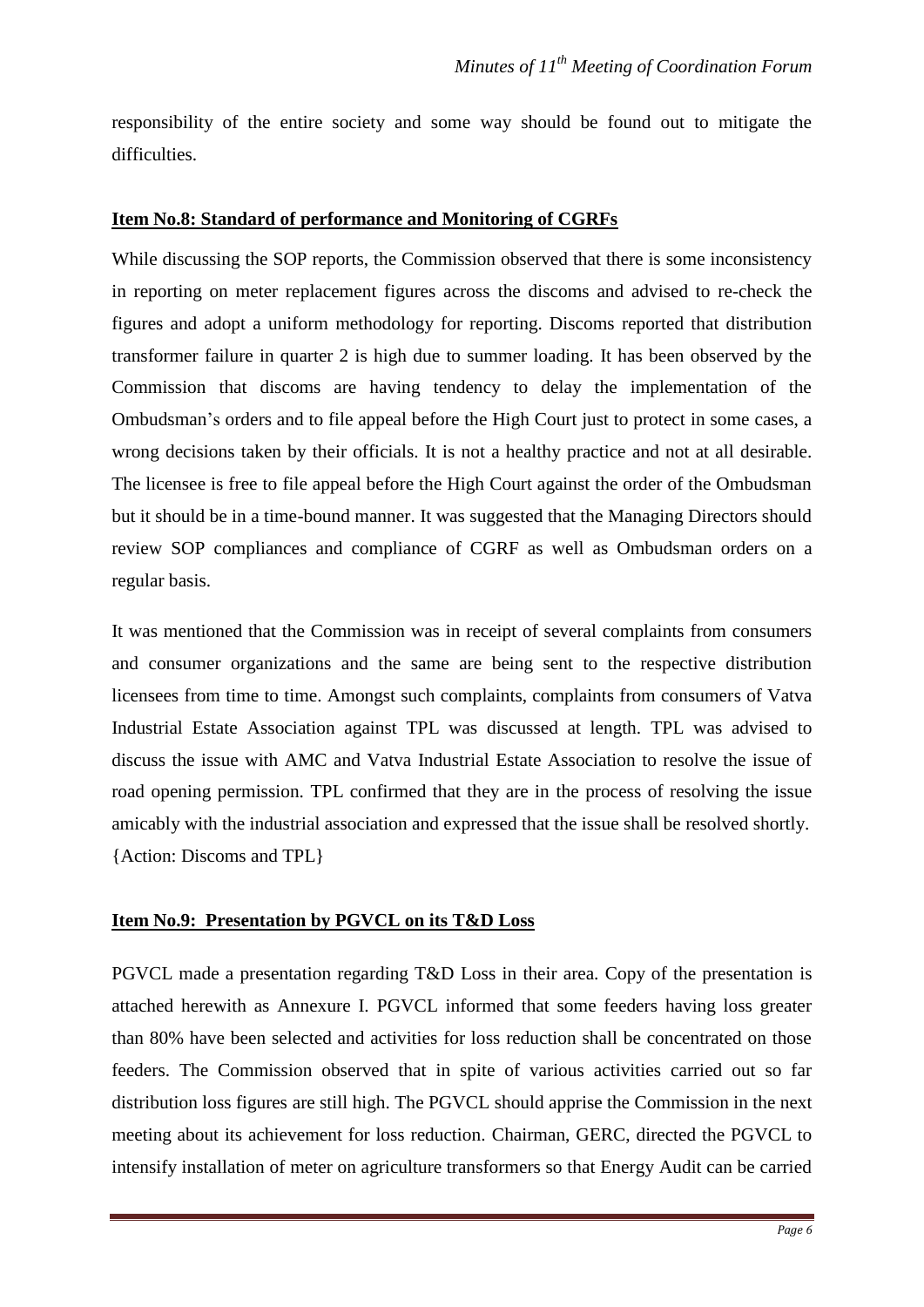responsibility of the entire society and some way should be found out to mitigate the difficulties.

**Item No.8: Standard of performance and Monitoring of CGRFs**

While discussing the SOP reports, the Commission observed that there is some inconsistency in reporting on meter replacement figures across the discoms and advised to re-check the figures and adopt a uniform methodology for reporting. Discoms reported that distribution transformer failure in quarter 2 is high due to summer loading. It has been observed by the Commission that discoms are having tendency to delay the implementation of the Ombudsman's orders and to file appeal before the High Court just to protect in some cases, a wrong decisions taken by their officials. It is not a healthy practice and not at all desirable. The licensee is free to file appeal before the High Court against the order of the Ombudsman but it should be in a time-bound manner. It was suggested that the Managing Directors should review SOP compliances and compliance of CGRF as well as Ombudsman orders on a regular basis.

It was mentioned that the Commission was in receipt of several complaints from consumers and consumer organizations and the same are being sent to the respective distribution licensees from time to time. Amongst such complaints, complaints from consumers of Vatva Industrial Estate Association against TPL was discussed at length. TPL was advised to discuss the issue with AMC and Vatva Industrial Estate Association to resolve the issue of road opening permission. TPL confirmed that they are in the process of resolving the issue amicably with the industrial association and expressed that the issue shall be resolved shortly.
{Action: Discoms and TPL}

**Item No.9: Presentation by PGVCL on its T&D Loss**

PGVCL made a presentation regarding T&D Loss in their area. Copy of the presentation is attached herewith as Annexure I. PGVCL informed that some feeders having loss greater than 80% have been selected and activities for loss reduction shall be concentrated on those feeders. The Commission observed that in spite of various activities carried out so far distribution loss figures are still high. The PGVCL should apprise the Commission in the next meeting about its achievement for loss reduction. Chairman, GERC, directed the PGVCL to intensify installation of meter on agriculture transformers so that Energy Audit can be carried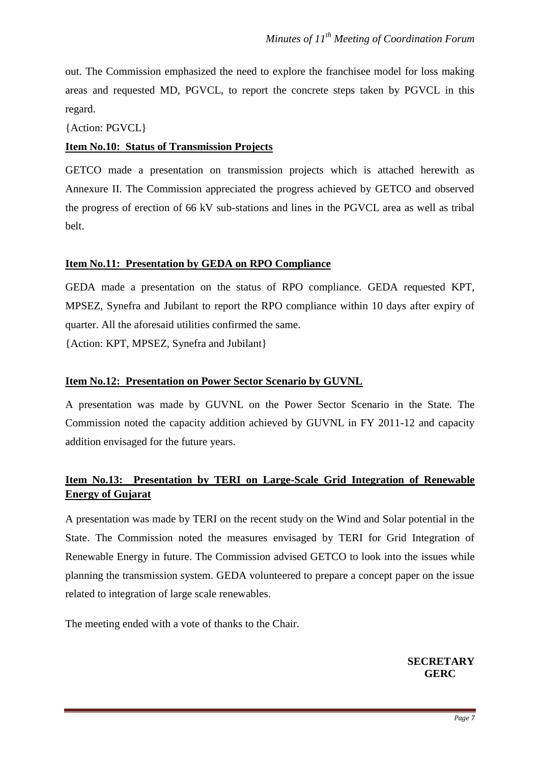out. The Commission emphasized the need to explore the franchisee model for loss making areas and requested MD, PGVCL, to report the concrete steps taken by PGVCL in this regard.

{Action: PGVCL}

**Item No.10: Status of Transmission Projects**

GETCO made a presentation on transmission projects which is attached herewith as Annexure II. The Commission appreciated the progress achieved by GETCO and observed the progress of erection of 66 kV sub-stations and lines in the PGVCL area as well as tribal belt.

**Item No.11: Presentation by GEDA on RPO Compliance**

GEDA made a presentation on the status of RPO compliance. GEDA requested KPT, MPSEZ, Synefra and Jubilant to report the RPO compliance within 10 days after expiry of quarter. All the aforesaid utilities confirmed the same.

{Action: KPT, MPSEZ, Synefra and Jubilant}

**Item No.12: Presentation on Power Sector Scenario by GUVNL**

A presentation was made by GUVNL on the Power Sector Scenario in the State. The Commission noted the capacity addition achieved by GUVNL in FY 2011-12 and capacity addition envisaged for the future years.

**Item No.13: Presentation by TERI on Large-Scale Grid Integration of Renewable Energy of Gujarat**

A presentation was made by TERI on the recent study on the Wind and Solar potential in the State. The Commission noted the measures envisaged by TERI for Grid Integration of Renewable Energy in future. The Commission advised GETCO to look into the issues while planning the transmission system. GEDA volunteered to prepare a concept paper on the issue related to integration of large scale renewables.

The meeting ended with a vote of thanks to the Chair.

**SECRETARY**
**GERC**